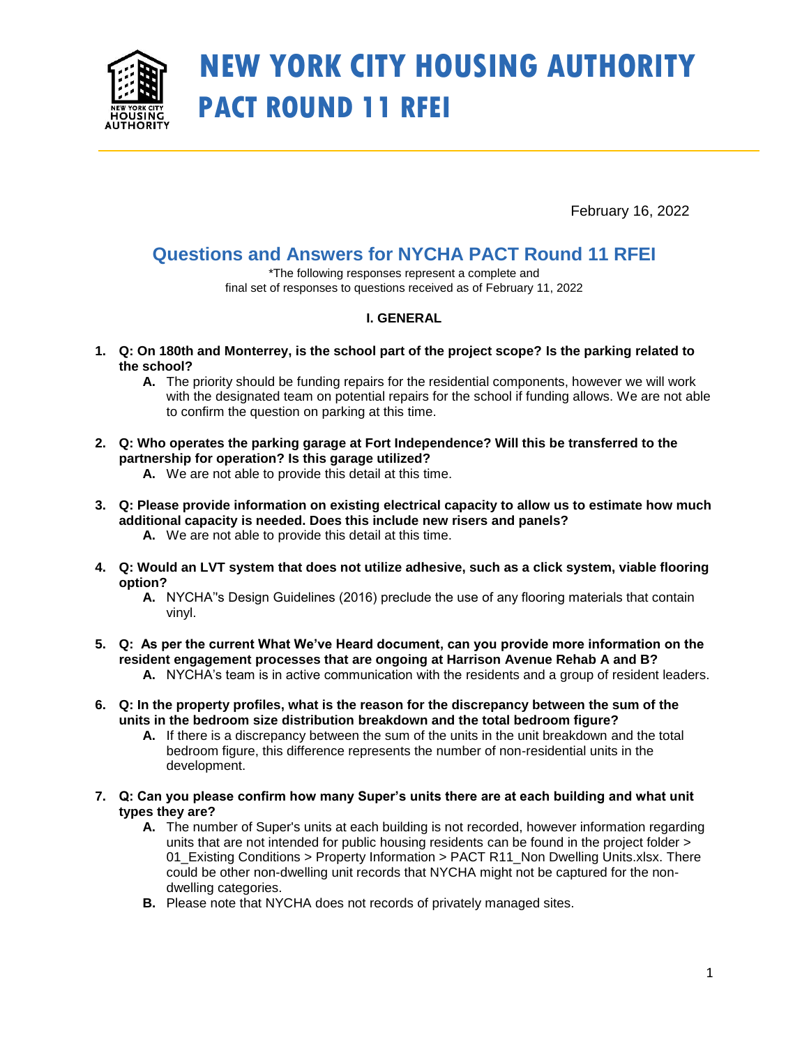# NEW YORK CITY HOUSING AUTHORITY
# PACT ROUND 11 RFEI

February 16, 2022

## Questions and Answers for NYCHA PACT Round 11 RFEI

*The following responses represent a complete and final set of responses to questions received as of February 11, 2022

### I. GENERAL

1. **Q: On 180th and Monterrey, is the school part of the project scope? Is the parking related to the school?**
   - **A.** The priority should be funding repairs for the residential components, however we will work with the designated team on potential repairs for the school if funding allows. We are not able to confirm the question on parking at this time.

2. **Q: Who operates the parking garage at Fort Independence? Will this be transferred to the partnership for operation? Is this garage utilized?**
   - **A.** We are not able to provide this detail at this time.

3. **Q: Please provide information on existing electrical capacity to allow us to estimate how much additional capacity is needed. Does this include new risers and panels?**
   - **A.** We are not able to provide this detail at this time.

4. **Q: Would an LVT system that does not utilize adhesive, such as a click system, viable flooring option?**
   - **A.** NYCHA"s Design Guidelines (2016) preclude the use of any flooring materials that contain vinyl.

5. **Q: As per the current What We've Heard document, can you provide more information on the resident engagement processes that are ongoing at Harrison Avenue Rehab A and B?**
   - **A.** NYCHA's team is in active communication with the residents and a group of resident leaders.

6. **Q: In the property profiles, what is the reason for the discrepancy between the sum of the units in the bedroom size distribution breakdown and the total bedroom figure?**
   - **A.** If there is a discrepancy between the sum of the units in the unit breakdown and the total bedroom figure, this difference represents the number of non-residential units in the development.

7. **Q: Can you please confirm how many Super's units there are at each building and what unit types they are?**
   - **A.** The number of Super's units at each building is not recorded, however information regarding units that are not intended for public housing residents can be found in the project folder > 01_Existing Conditions > Property Information > PACT R11_Non Dwelling Units.xlsx. There could be other non-dwelling unit records that NYCHA might not be captured for the non-dwelling categories.
   - **B.** Please note that NYCHA does not records of privately managed sites.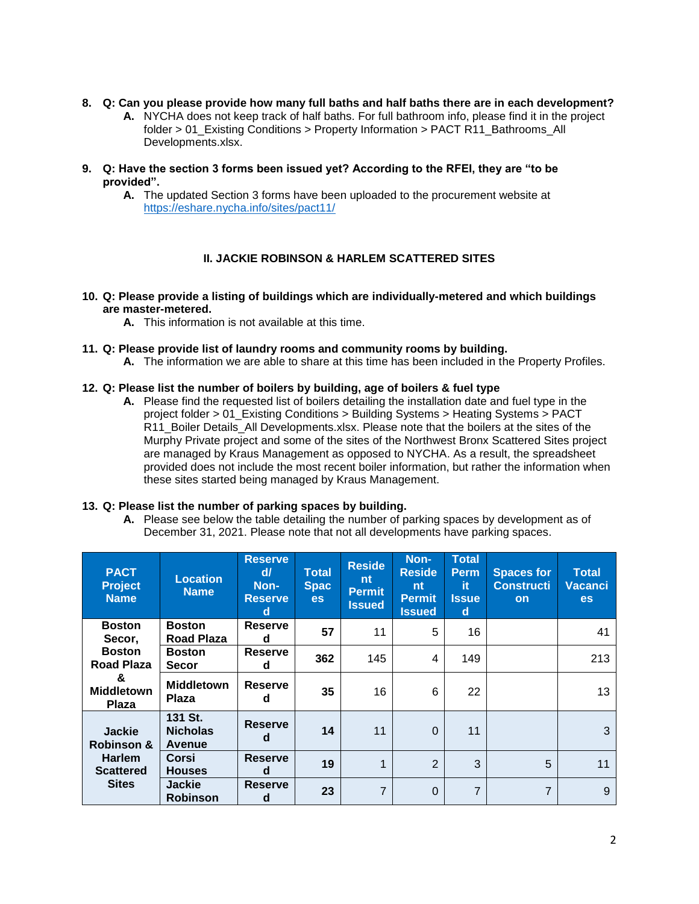8. **Q: Can you please provide how many full baths and half baths there are in each development?**
   **A.** NYCHA does not keep track of half baths. For full bathroom info, please find it in the project folder > 01_Existing Conditions > Property Information > PACT R11_Bathrooms_All Developments.xlsx.

9. **Q: Have the section 3 forms been issued yet? According to the RFEI, they are "to be provided".**
   **A.** The updated Section 3 forms have been uploaded to the procurement website at https://eshare.nycha.info/sites/pact11/

## II. JACKIE ROBINSON & HARLEM SCATTERED SITES

10. **Q: Please provide a listing of buildings which are individually-metered and which buildings are master-metered.**
    **A.** This information is not available at this time.

11. **Q: Please provide list of laundry rooms and community rooms by building.**
    **A.** The information we are able to share at this time has been included in the Property Profiles.

12. **Q: Please list the number of boilers by building, age of boilers & fuel type**
    **A.** Please find the requested list of boilers detailing the installation date and fuel type in the project folder > 01_Existing Conditions > Building Systems > Heating Systems > PACT R11_Boiler Details_All Developments.xlsx. Please note that the boilers at the sites of the Murphy Private project and some of the sites of the Northwest Bronx Scattered Sites project are managed by Kraus Management as opposed to NYCHA. As a result, the spreadsheet provided does not include the most recent boiler information, but rather the information when these sites started being managed by Kraus Management.

13. **Q: Please list the number of parking spaces by building.**
    **A.** Please see below the table detailing the number of parking spaces by development as of December 31, 2021. Please note that not all developments have parking spaces.

| PACT Project Name | Location Name | Reserved/ Non-Reserved | Total Spaces | Resident Permit Issued | Non-Resident Permit Issued | Total Permit Issued | Spaces for Construction | Total Vacancies |
|---|---|---|---|---|---|---|---|---|
| Boston Secor, Boston Road Plaza & Middletown Plaza | Boston Road Plaza | Reserved | 57 | 11 | 5 | 16 | | 41 |
| | Boston Secor | Reserved | 362 | 145 | 4 | 149 | | 213 |
| | Middletown Plaza | Reserved | 35 | 16 | 6 | 22 | | 13 |
| Jackie Robinson & Harlem Scattered Sites | 131 St. Nicholas Avenue | Reserved | 14 | 11 | 0 | 11 | | 3 |
| | Corsi Houses | Reserved | 19 | 1 | 2 | 3 | 5 | 11 |
| | Jackie Robinson | Reserved | 23 | 7 | 0 | 7 | 7 | 9 |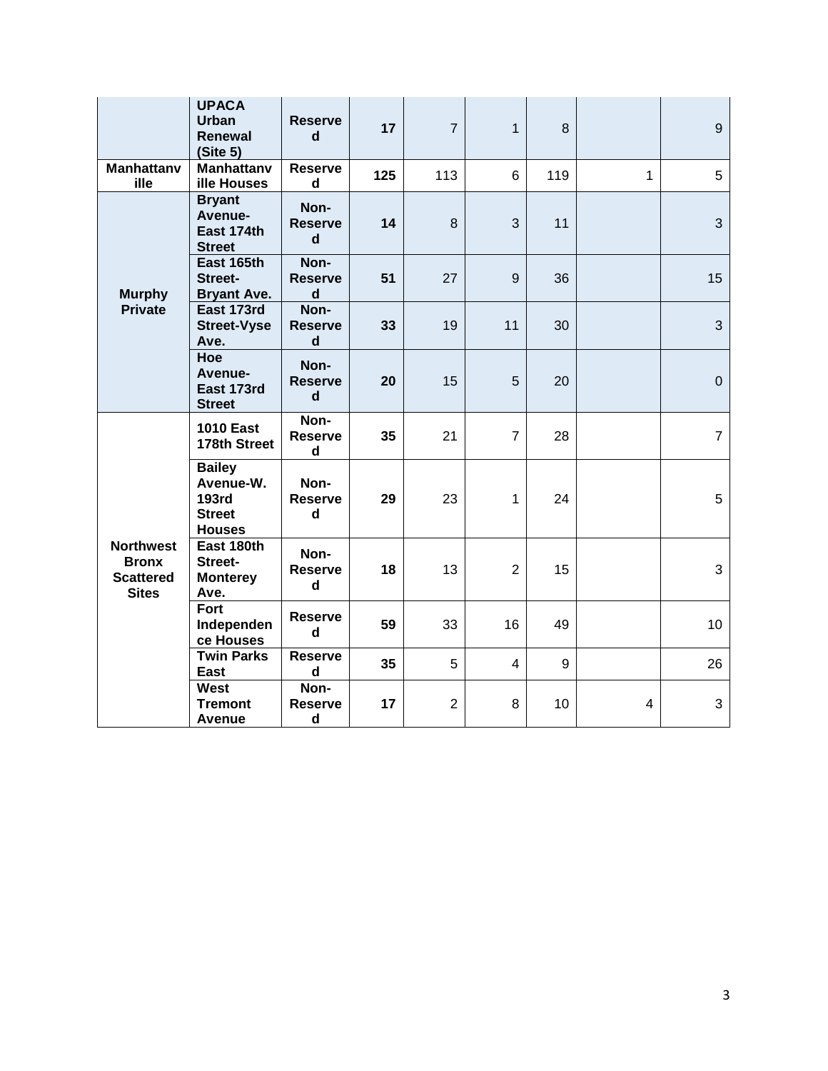| | | | | | | | | |
|---|---|---|---|---|---|---|---|---|
| | **UPACA Urban Renewal (Site 5)** | **Reserved** | **17** | 7 | 1 | 8 | | 9 |
| **Manhattanville** | **Manhattanville Houses** | **Reserved** | **125** | 113 | 6 | 119 | 1 | 5 |
| **Murphy Private** | **Bryant Avenue-East 174th Street** | **Non-Reserved** | **14** | 8 | 3 | 11 | | 3 |
| | **East 165th Street-Bryant Ave.** | **Non-Reserved** | **51** | 27 | 9 | 36 | | 15 |
| | **East 173rd Street-Vyse Ave.** | **Non-Reserved** | **33** | 19 | 11 | 30 | | 3 |
| | **Hoe Avenue-East 173rd Street** | **Non-Reserved** | **20** | 15 | 5 | 20 | | 0 |
| **Northwest Bronx Scattered Sites** | **1010 East 178th Street** | **Non-Reserved** | **35** | 21 | 7 | 28 | | 7 |
| | **Bailey Avenue-W. 193rd Street Houses** | **Non-Reserved** | **29** | 23 | 1 | 24 | | 5 |
| | **East 180th Street-Monterey Ave.** | **Non-Reserved** | **18** | 13 | 2 | 15 | | 3 |
| | **Fort Independence Houses** | **Reserved** | **59** | 33 | 16 | 49 | | 10 |
| | **Twin Parks East** | **Reserved** | **35** | 5 | 4 | 9 | | 26 |
| | **West Tremont Avenue** | **Non-Reserved** | **17** | 2 | 8 | 10 | 4 | 3 |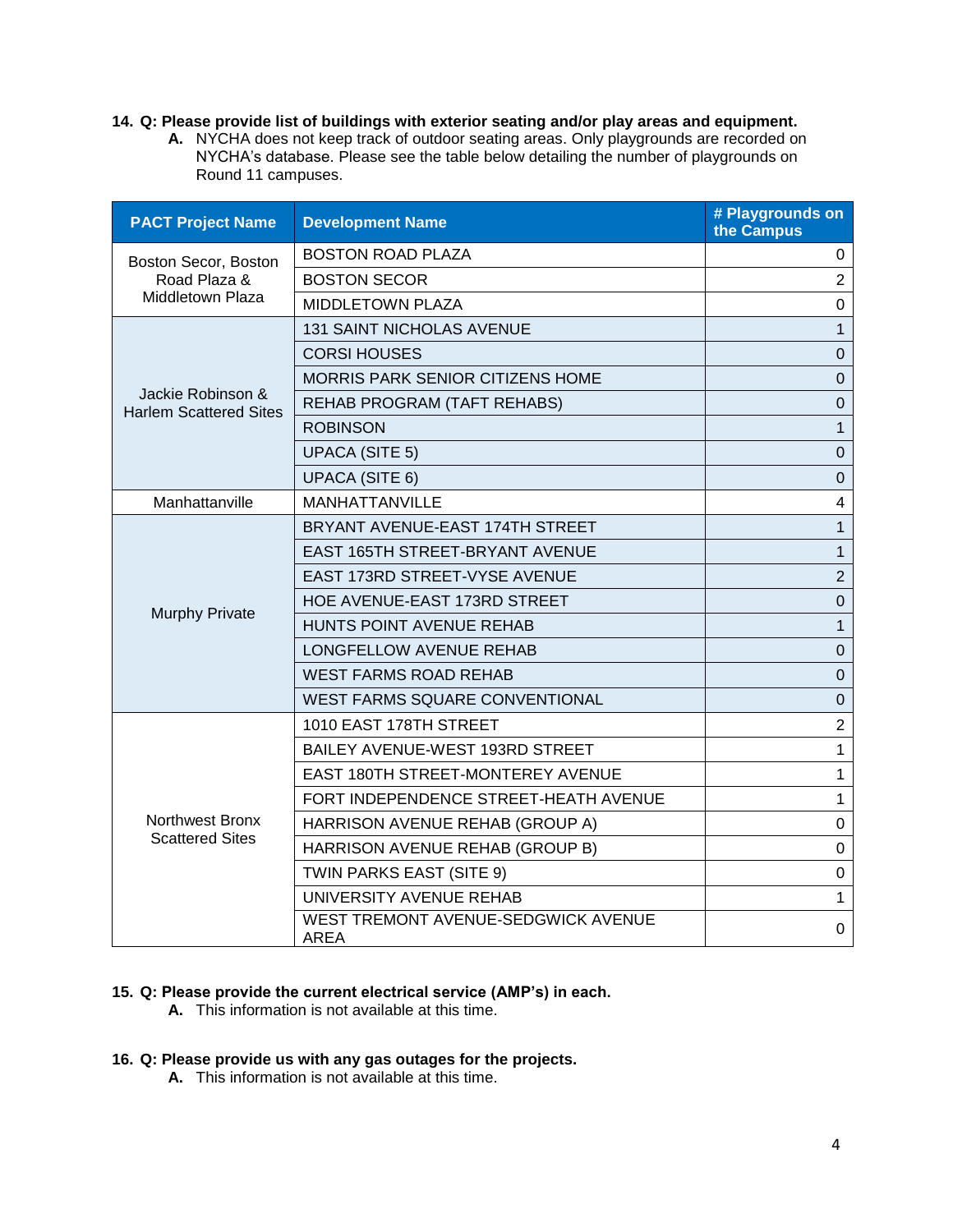**14. Q: Please provide list of buildings with exterior seating and/or play areas and equipment.**

**A.** NYCHA does not keep track of outdoor seating areas. Only playgrounds are recorded on NYCHA's database. Please see the table below detailing the number of playgrounds on Round 11 campuses.

| PACT Project Name | Development Name | # Playgrounds on the Campus |
|---|---|---|
| Boston Secor, Boston Road Plaza & Middletown Plaza | BOSTON ROAD PLAZA | 0 |
| | BOSTON SECOR | 2 |
| | MIDDLETOWN PLAZA | 0 |
| Jackie Robinson & Harlem Scattered Sites | 131 SAINT NICHOLAS AVENUE | 1 |
| | CORSI HOUSES | 0 |
| | MORRIS PARK SENIOR CITIZENS HOME | 0 |
| | REHAB PROGRAM (TAFT REHABS) | 0 |
| | ROBINSON | 1 |
| | UPACA (SITE 5) | 0 |
| | UPACA (SITE 6) | 0 |
| Manhattanville | MANHATTANVILLE | 4 |
| Murphy Private | BRYANT AVENUE-EAST 174TH STREET | 1 |
| | EAST 165TH STREET-BRYANT AVENUE | 1 |
| | EAST 173RD STREET-VYSE AVENUE | 2 |
| | HOE AVENUE-EAST 173RD STREET | 0 |
| | HUNTS POINT AVENUE REHAB | 1 |
| | LONGFELLOW AVENUE REHAB | 0 |
| | WEST FARMS ROAD REHAB | 0 |
| | WEST FARMS SQUARE CONVENTIONAL | 0 |
| Northwest Bronx Scattered Sites | 1010 EAST 178TH STREET | 2 |
| | BAILEY AVENUE-WEST 193RD STREET | 1 |
| | EAST 180TH STREET-MONTEREY AVENUE | 1 |
| | FORT INDEPENDENCE STREET-HEATH AVENUE | 1 |
| | HARRISON AVENUE REHAB (GROUP A) | 0 |
| | HARRISON AVENUE REHAB (GROUP B) | 0 |
| | TWIN PARKS EAST (SITE 9) | 0 |
| | UNIVERSITY AVENUE REHAB | 1 |
| | WEST TREMONT AVENUE-SEDGWICK AVENUE AREA | 0 |

**15. Q: Please provide the current electrical service (AMP's) in each.**

**A.** This information is not available at this time.

**16. Q: Please provide us with any gas outages for the projects.**

**A.** This information is not available at this time.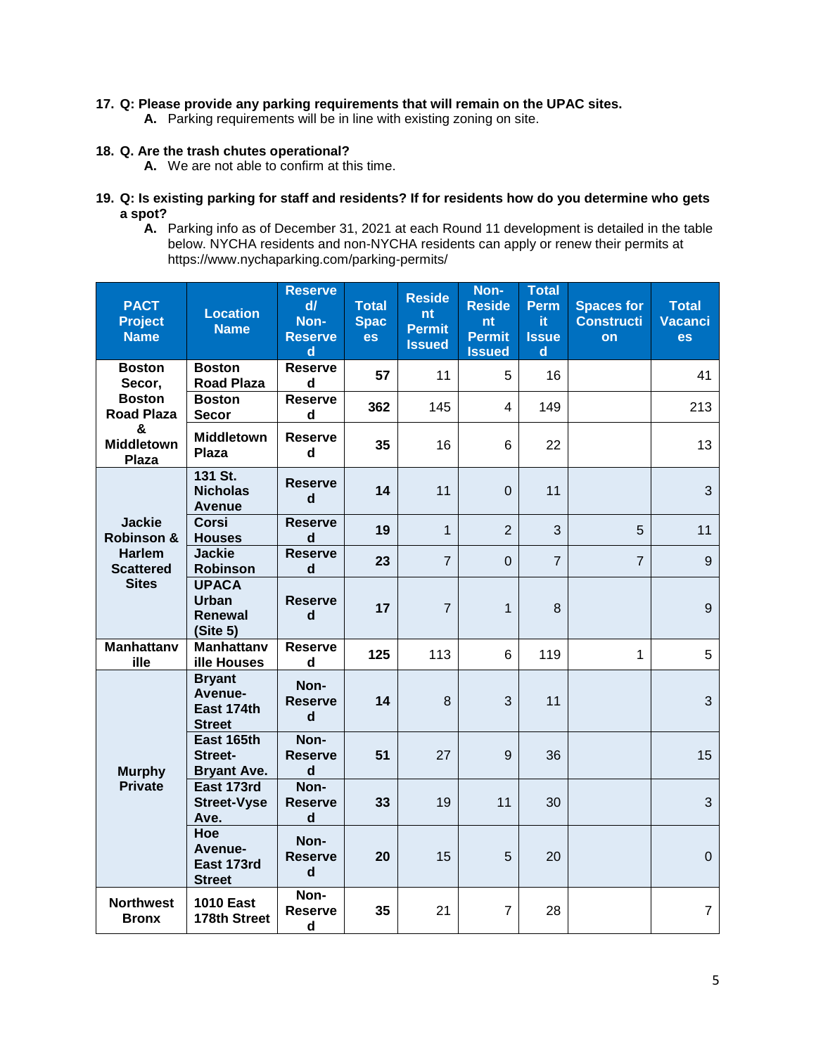17. **Q: Please provide any parking requirements that will remain on the UPAC sites.**
    - **A.** Parking requirements will be in line with existing zoning on site.

18. **Q. Are the trash chutes operational?**
    - **A.** We are not able to confirm at this time.

19. **Q: Is existing parking for staff and residents? If for residents how do you determine who gets a spot?**
    - **A.** Parking info as of December 31, 2021 at each Round 11 development is detailed in the table below. NYCHA residents and non-NYCHA residents can apply or renew their permits at https://www.nychaparking.com/parking-permits/

| PACT Project Name | Location Name | Reserved/ Non-Reserved | Total Spaces | Resident Permit Issued | Non-Resident Permit Issued | Total Permit Issued | Spaces for Construction | Total Vacancies |
|---|---|---|---|---|---|---|---|---|
| Boston Secor, Boston Road Plaza & Middletown Plaza | Boston Road Plaza | Reserved | 57 | 11 | 5 | 16 | | 41 |
| | Boston Secor | Reserved | 362 | 145 | 4 | 149 | | 213 |
| | Middletown Plaza | Reserved | 35 | 16 | 6 | 22 | | 13 |
| Jackie Robinson & Harlem Scattered Sites | 131 St. Nicholas Avenue | Reserved | 14 | 11 | 0 | 11 | | 3 |
| | Corsi Houses | Reserved | 19 | 1 | 2 | 3 | 5 | 11 |
| | Jackie Robinson | Reserved | 23 | 7 | 0 | 7 | 7 | 9 |
| | UPACA Urban Renewal (Site 5) | Reserved | 17 | 7 | 1 | 8 | | 9 |
| Manhattanville | Manhattanville Houses | Reserved | 125 | 113 | 6 | 119 | 1 | 5 |
| Murphy Private | Bryant Avenue-East 174th Street | Non-Reserved | 14 | 8 | 3 | 11 | | 3 |
| | East 165th Street-Bryant Ave. | Non-Reserved | 51 | 27 | 9 | 36 | | 15 |
| | East 173rd Street-Vyse Ave. | Non-Reserved | 33 | 19 | 11 | 30 | | 3 |
| | Hoe Avenue-East 173rd Street | Non-Reserved | 20 | 15 | 5 | 20 | | 0 |
| Northwest Bronx | 1010 East 178th Street | Non-Reserved | 35 | 21 | 7 | 28 | | 7 |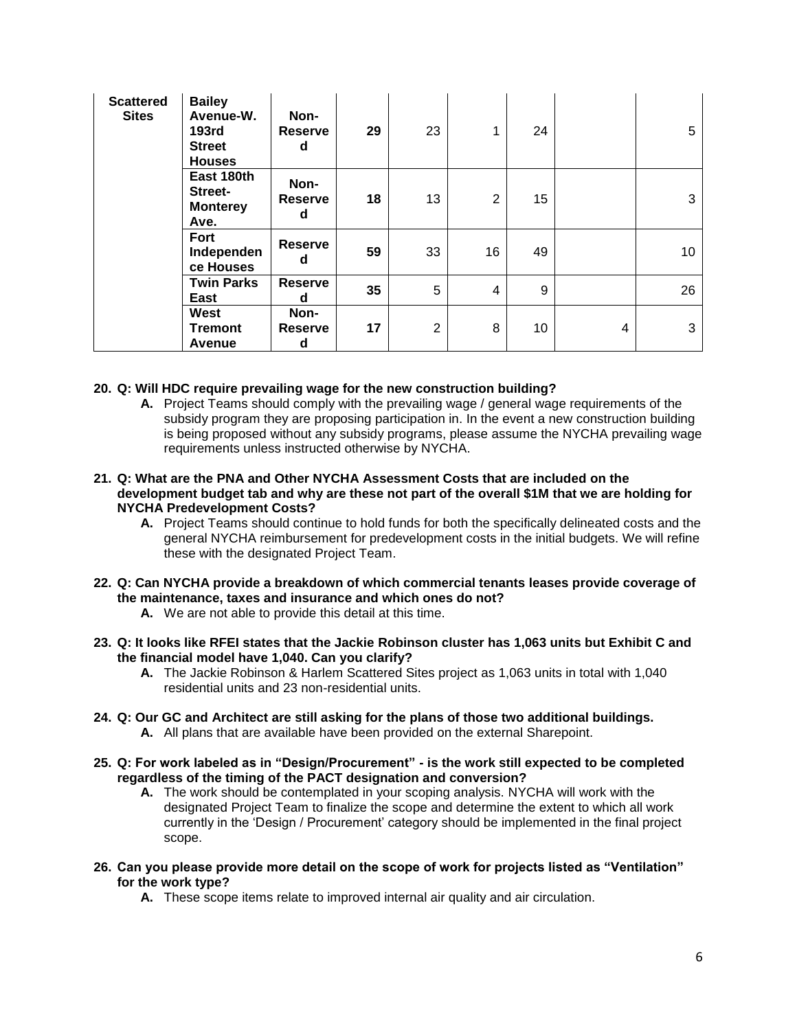| | | | | | | | | |
|---|---|---|---|---|---|---|---|---|
| **Scattered Sites** | **Bailey Avenue-W. 193rd Street Houses** | **Non-Reserved** | **29** | 23 | 1 | 24 | | 5 |
| | **East 180th Street-Monterey Ave.** | **Non-Reserved** | **18** | 13 | 2 | 15 | | 3 |
| | **Fort Independence Houses** | **Reserved** | **59** | 33 | 16 | 49 | | 10 |
| | **Twin Parks East** | **Reserved** | **35** | 5 | 4 | 9 | | 26 |
| | **West Tremont Avenue** | **Non-Reserved** | **17** | 2 | 8 | 10 | 4 | 3 |

**20. Q: Will HDC require prevailing wage for the new construction building?**

- **A.** Project Teams should comply with the prevailing wage / general wage requirements of the subsidy program they are proposing participation in. In the event a new construction building is being proposed without any subsidy programs, please assume the NYCHA prevailing wage requirements unless instructed otherwise by NYCHA.

**21. Q: What are the PNA and Other NYCHA Assessment Costs that are included on the development budget tab and why are these not part of the overall $1M that we are holding for NYCHA Predevelopment Costs?**

- **A.** Project Teams should continue to hold funds for both the specifically delineated costs and the general NYCHA reimbursement for predevelopment costs in the initial budgets. We will refine these with the designated Project Team.

**22. Q: Can NYCHA provide a breakdown of which commercial tenants leases provide coverage of the maintenance, taxes and insurance and which ones do not?**

- **A.** We are not able to provide this detail at this time.

**23. Q: It looks like RFEI states that the Jackie Robinson cluster has 1,063 units but Exhibit C and the financial model have 1,040. Can you clarify?**

- **A.** The Jackie Robinson & Harlem Scattered Sites project as 1,063 units in total with 1,040 residential units and 23 non-residential units.

**24. Q: Our GC and Architect are still asking for the plans of those two additional buildings.**

- **A.** All plans that are available have been provided on the external Sharepoint.

**25. Q: For work labeled as in "Design/Procurement" - is the work still expected to be completed regardless of the timing of the PACT designation and conversion?**

- **A.** The work should be contemplated in your scoping analysis. NYCHA will work with the designated Project Team to finalize the scope and determine the extent to which all work currently in the 'Design / Procurement' category should be implemented in the final project scope.

**26. Can you please provide more detail on the scope of work for projects listed as "Ventilation" for the work type?**

- **A.** These scope items relate to improved internal air quality and air circulation.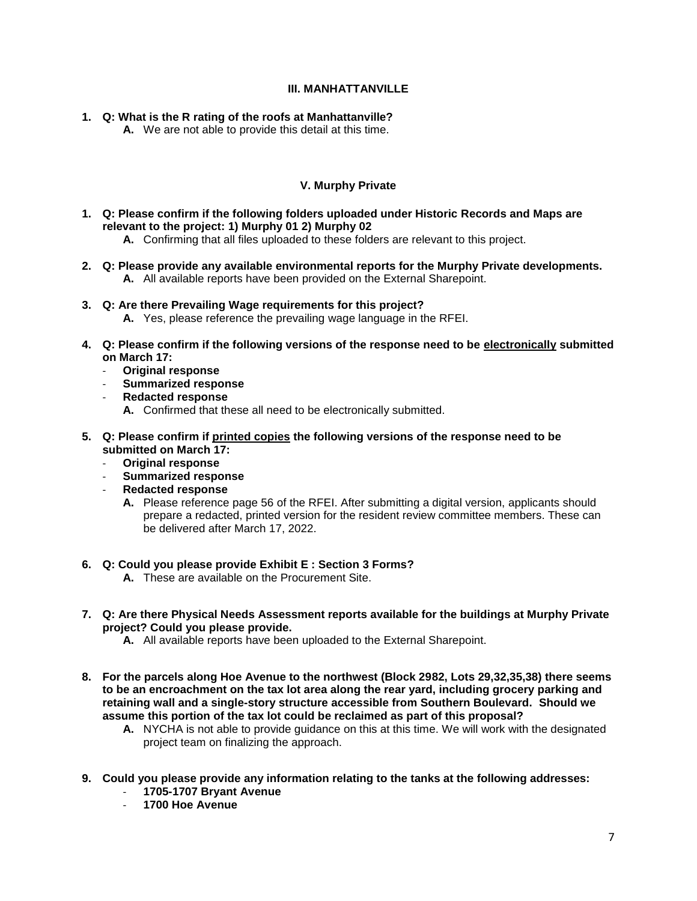### III. MANHATTANVILLE

1. **Q: What is the R rating of the roofs at Manhattanville?**
    - **A.** We are not able to provide this detail at this time.

### V. Murphy Private

1. **Q: Please confirm if the following folders uploaded under Historic Records and Maps are relevant to the project: 1) Murphy 01 2) Murphy 02**
    - **A.** Confirming that all files uploaded to these folders are relevant to this project.

2. **Q: Please provide any available environmental reports for the Murphy Private developments.**
    - **A.** All available reports have been provided on the External Sharepoint.

3. **Q: Are there Prevailing Wage requirements for this project?**
    - **A.** Yes, please reference the prevailing wage language in the RFEI.

4. **Q: Please confirm if the following versions of the response need to be <u>electronically</u> submitted on March 17:**
    - **Original response**
    - **Summarized response**
    - **Redacted response**
    - **A.** Confirmed that these all need to be electronically submitted.

5. **Q: Please confirm if <u>printed copies</u> the following versions of the response need to be submitted on March 17:**
    - **Original response**
    - **Summarized response**
    - **Redacted response**
    - **A.** Please reference page 56 of the RFEI. After submitting a digital version, applicants should prepare a redacted, printed version for the resident review committee members. These can be delivered after March 17, 2022.

6. **Q: Could you please provide Exhibit E : Section 3 Forms?**
    - **A.** These are available on the Procurement Site.

7. **Q: Are there Physical Needs Assessment reports available for the buildings at Murphy Private project? Could you please provide.**
    - **A.** All available reports have been uploaded to the External Sharepoint.

8. **For the parcels along Hoe Avenue to the northwest (Block 2982, Lots 29,32,35,38) there seems to be an encroachment on the tax lot area along the rear yard, including grocery parking and retaining wall and a single-story structure accessible from Southern Boulevard. Should we assume this portion of the tax lot could be reclaimed as part of this proposal?**
    - **A.** NYCHA is not able to provide guidance on this at this time. We will work with the designated project team on finalizing the approach.

9. **Could you please provide any information relating to the tanks at the following addresses:**
    - **1705-1707 Bryant Avenue**
    - **1700 Hoe Avenue**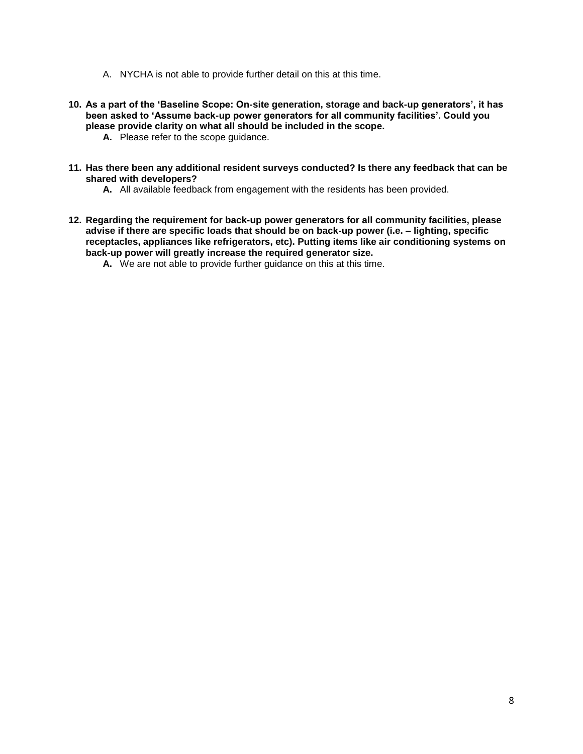A. NYCHA is not able to provide further detail on this at this time.

**10. As a part of the 'Baseline Scope: On-site generation, storage and back-up generators', it has been asked to 'Assume back-up power generators for all community facilities'. Could you please provide clarity on what all should be included in the scope.**

**A.** Please refer to the scope guidance.

**11. Has there been any additional resident surveys conducted? Is there any feedback that can be shared with developers?**

**A.** All available feedback from engagement with the residents has been provided.

**12. Regarding the requirement for back-up power generators for all community facilities, please advise if there are specific loads that should be on back-up power (i.e. – lighting, specific receptacles, appliances like refrigerators, etc). Putting items like air conditioning systems on back-up power will greatly increase the required generator size.**

**A.** We are not able to provide further guidance on this at this time.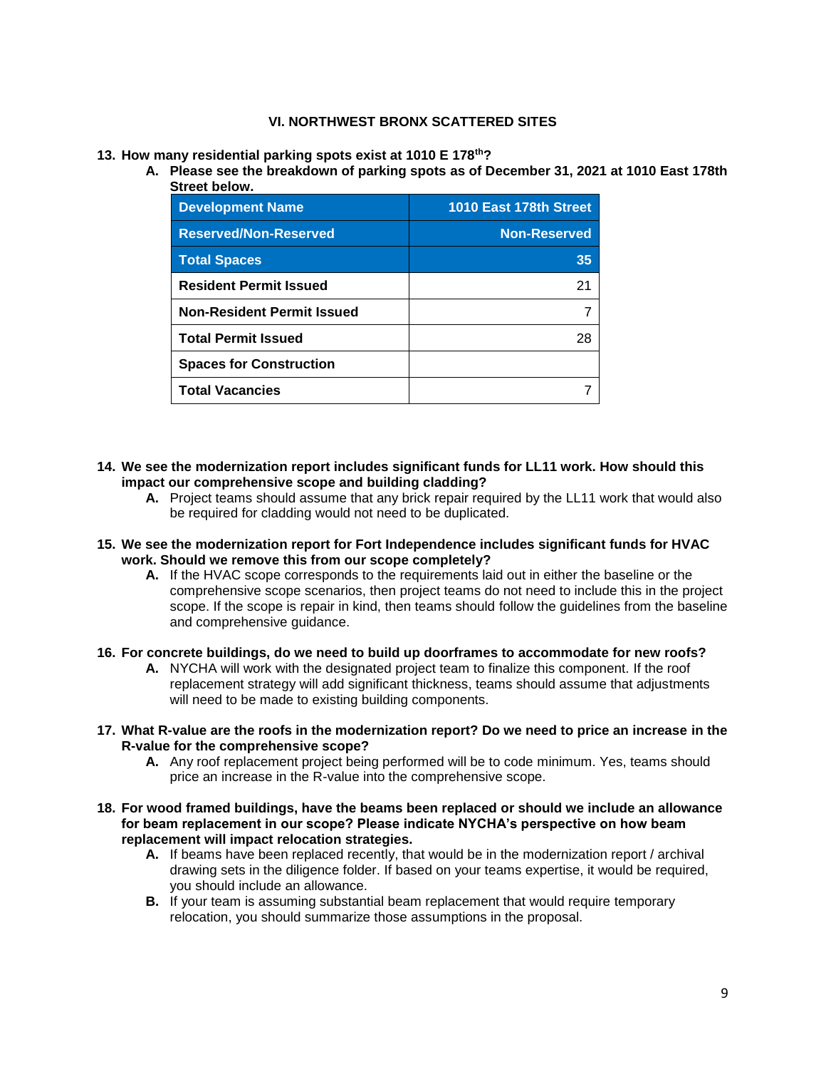## VI. NORTHWEST BRONX SCATTERED SITES

**13. How many residential parking spots exist at 1010 E 178$^{th}$?**

**A. Please see the breakdown of parking spots as of December 31, 2021 at 1010 East 178th Street below.**

| Development Name | 1010 East 178th Street |
|---|---|
| Reserved/Non-Reserved | Non-Reserved |
| Total Spaces | 35 |
| Resident Permit Issued | 21 |
| Non-Resident Permit Issued | 7 |
| Total Permit Issued | 28 |
| Spaces for Construction | |
| Total Vacancies | 7 |

**14. We see the modernization report includes significant funds for LL11 work. How should this impact our comprehensive scope and building cladding?**

**A.** Project teams should assume that any brick repair required by the LL11 work that would also be required for cladding would not need to be duplicated.

**15. We see the modernization report for Fort Independence includes significant funds for HVAC work. Should we remove this from our scope completely?**

**A.** If the HVAC scope corresponds to the requirements laid out in either the baseline or the comprehensive scope scenarios, then project teams do not need to include this in the project scope. If the scope is repair in kind, then teams should follow the guidelines from the baseline and comprehensive guidance.

**16. For concrete buildings, do we need to build up doorframes to accommodate for new roofs?**

**A.** NYCHA will work with the designated project team to finalize this component. If the roof replacement strategy will add significant thickness, teams should assume that adjustments will need to be made to existing building components.

**17. What R-value are the roofs in the modernization report? Do we need to price an increase in the R-value for the comprehensive scope?**

**A.** Any roof replacement project being performed will be to code minimum. Yes, teams should price an increase in the R-value into the comprehensive scope.

**18. For wood framed buildings, have the beams been replaced or should we include an allowance for beam replacement in our scope? Please indicate NYCHA's perspective on how beam replacement will impact relocation strategies.**

**A.** If beams have been replaced recently, that would be in the modernization report / archival drawing sets in the diligence folder. If based on your teams expertise, it would be required, you should include an allowance.

**B.** If your team is assuming substantial beam replacement that would require temporary relocation, you should summarize those assumptions in the proposal.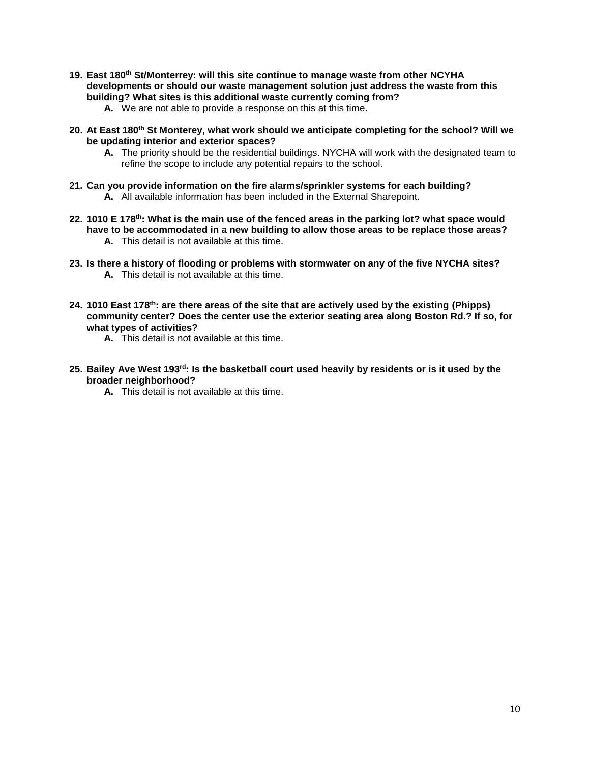19. **East 180th St/Monterrey: will this site continue to manage waste from other NCYHA developments or should our waste management solution just address the waste from this building? What sites is this additional waste currently coming from?**
    - **A.** We are not able to provide a response on this at this time.

20. **At East 180th St Monterey, what work should we anticipate completing for the school? Will we be updating interior and exterior spaces?**
    - **A.** The priority should be the residential buildings. NYCHA will work with the designated team to refine the scope to include any potential repairs to the school.

21. **Can you provide information on the fire alarms/sprinkler systems for each building?**
    - **A.** All available information has been included in the External Sharepoint.

22. **1010 E 178th: What is the main use of the fenced areas in the parking lot? what space would have to be accommodated in a new building to allow those areas to be replace those areas?**
    - **A.** This detail is not available at this time.

23. **Is there a history of flooding or problems with stormwater on any of the five NYCHA sites?**
    - **A.** This detail is not available at this time.

24. **1010 East 178th: are there areas of the site that are actively used by the existing (Phipps) community center? Does the center use the exterior seating area along Boston Rd.? If so, for what types of activities?**
    - **A.** This detail is not available at this time.

25. **Bailey Ave West 193rd: Is the basketball court used heavily by residents or is it used by the broader neighborhood?**
    - **A.** This detail is not available at this time.